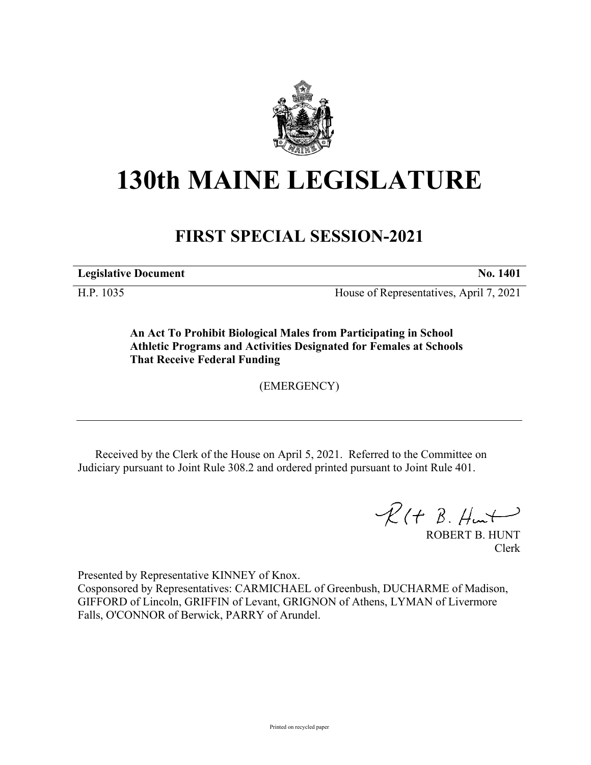# 130th MAINE LEGISLATURE

## FIRST SPECIAL SESSION-2021

| **Legislative Document** | **No. 1401** |
|---|---|
| H.P. 1035 | House of Representatives, April 7, 2021 |

**An Act To Prohibit Biological Males from Participating in School Athletic Programs and Activities Designated for Females at Schools That Receive Federal Funding**

(EMERGENCY)

Received by the Clerk of the House on April 5, 2021. Referred to the Committee on Judiciary pursuant to Joint Rule 308.2 and ordered printed pursuant to Joint Rule 401.

ROBERT B. HUNT
Clerk

Presented by Representative KINNEY of Knox.
Cosponsored by Representatives: CARMICHAEL of Greenbush, DUCHARME of Madison, GIFFORD of Lincoln, GRIFFIN of Levant, GRIGNON of Athens, LYMAN of Livermore Falls, O'CONNOR of Berwick, PARRY of Arundel.

Printed on recycled paper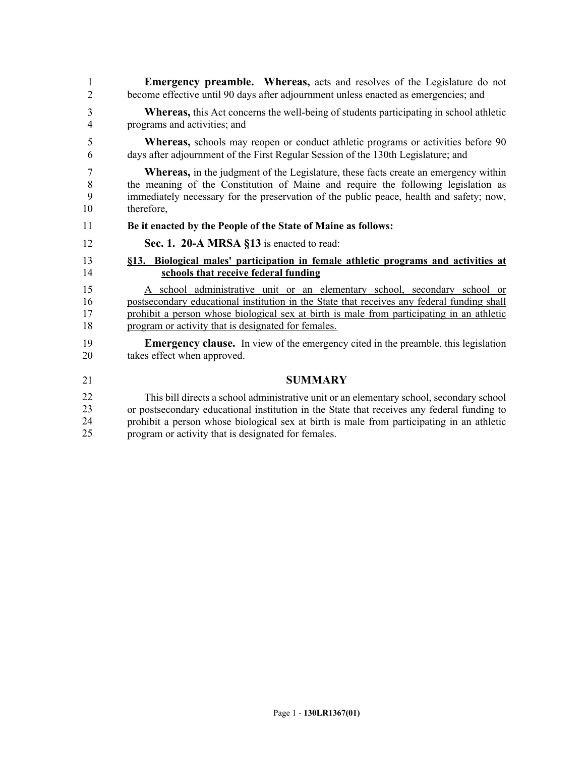**Emergency preamble. Whereas,** acts and resolves of the Legislature do not become effective until 90 days after adjournment unless enacted as emergencies; and

**Whereas,** this Act concerns the well-being of students participating in school athletic programs and activities; and

**Whereas,** schools may reopen or conduct athletic programs or activities before 90 days after adjournment of the First Regular Session of the 130th Legislature; and

**Whereas,** in the judgment of the Legislature, these facts create an emergency within the meaning of the Constitution of Maine and require the following legislation as immediately necessary for the preservation of the public peace, health and safety; now, therefore,

**Be it enacted by the People of the State of Maine as follows:**

**Sec. 1. 20-A MRSA §13** is enacted to read:

**§13. Biological males' participation in female athletic programs and activities at schools that receive federal funding**

A school administrative unit or an elementary school, secondary school or postsecondary educational institution in the State that receives any federal funding shall prohibit a person whose biological sex at birth is male from participating in an athletic program or activity that is designated for females.

**Emergency clause.** In view of the emergency cited in the preamble, this legislation takes effect when approved.

## SUMMARY

This bill directs a school administrative unit or an elementary school, secondary school or postsecondary educational institution in the State that receives any federal funding to prohibit a person whose biological sex at birth is male from participating in an athletic program or activity that is designated for females.